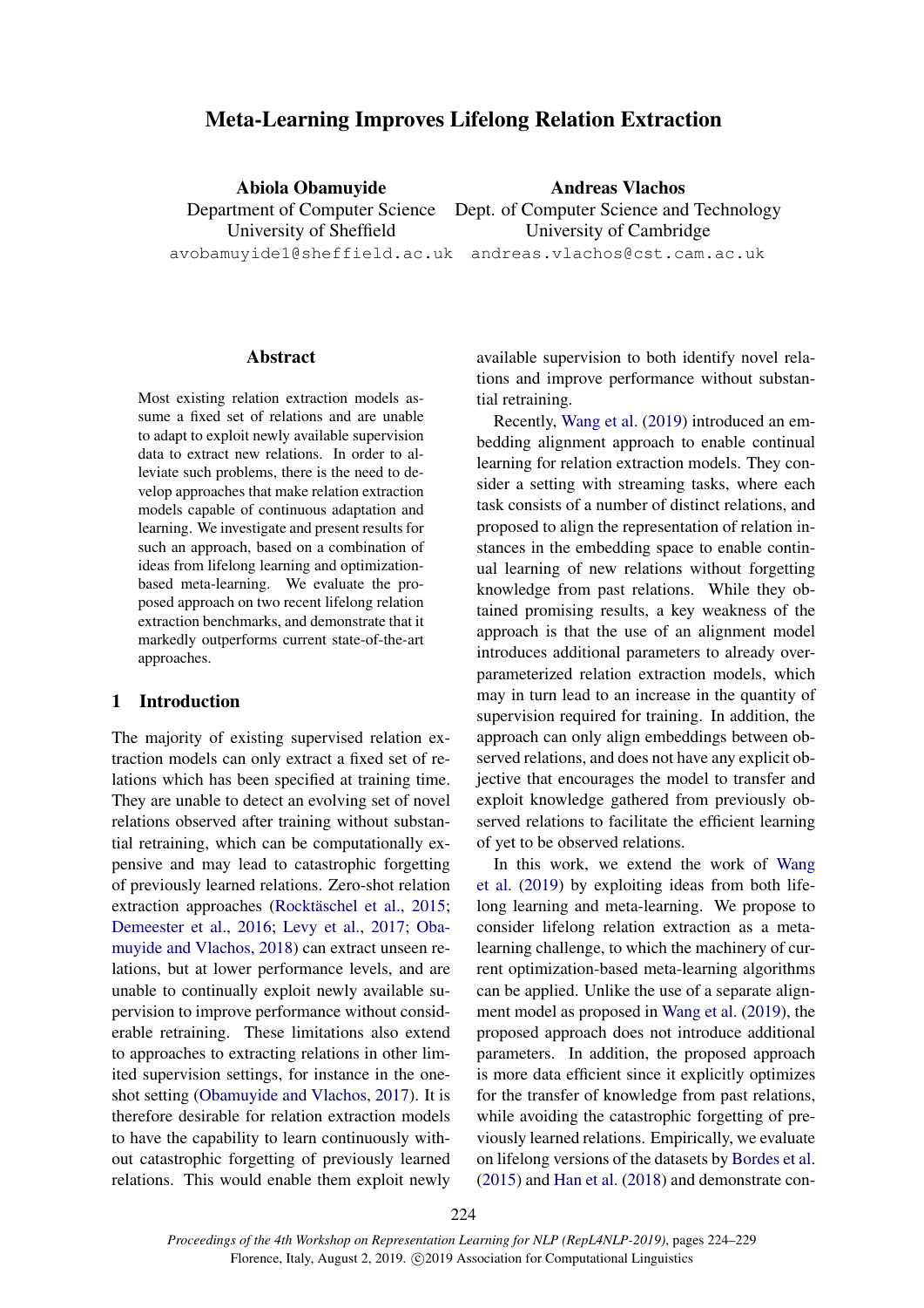# Meta-Learning Improves Lifelong Relation Extraction

**Abiola Obamuyide**
Department of Computer Science
University of Sheffield
avobamuyide1@sheffield.ac.uk

**Andreas Vlachos**
Dept. of Computer Science and Technology
University of Cambridge
andreas.vlachos@cst.cam.ac.uk

## Abstract

Most existing relation extraction models assume a fixed set of relations and are unable to adapt to exploit newly available supervision data to extract new relations. In order to alleviate such problems, there is the need to develop approaches that make relation extraction models capable of continuous adaptation and learning. We investigate and present results for such an approach, based on a combination of ideas from lifelong learning and optimization-based meta-learning. We evaluate the proposed approach on two recent lifelong relation extraction benchmarks, and demonstrate that it markedly outperforms current state-of-the-art approaches.

## 1 Introduction

The majority of existing supervised relation extraction models can only extract a fixed set of relations which has been specified at training time. They are unable to detect an evolving set of novel relations observed after training without substantial retraining, which can be computationally expensive and may lead to catastrophic forgetting of previously learned relations. Zero-shot relation extraction approaches (Rocktäschel et al., 2015; Demeester et al., 2016; Levy et al., 2017; Obamuyide and Vlachos, 2018) can extract unseen relations, but at lower performance levels, and are unable to continually exploit newly available supervision to improve performance without considerable retraining. These limitations also extend to approaches to extracting relations in other limited supervision settings, for instance in the one-shot setting (Obamuyide and Vlachos, 2017). It is therefore desirable for relation extraction models to have the capability to learn continuously without catastrophic forgetting of previously learned relations. This would enable them exploit newly available supervision to both identify novel relations and improve performance without substantial retraining.

Recently, Wang et al. (2019) introduced an embedding alignment approach to enable continual learning for relation extraction models. They consider a setting with streaming tasks, where each task consists of a number of distinct relations, and proposed to align the representation of relation instances in the embedding space to enable continual learning of new relations without forgetting knowledge from past relations. While they obtained promising results, a key weakness of the approach is that the use of an alignment model introduces additional parameters to already overparameterized relation extraction models, which may in turn lead to an increase in the quantity of supervision required for training. In addition, the approach can only align embeddings between observed relations, and does not have any explicit objective that encourages the model to transfer and exploit knowledge gathered from previously observed relations to facilitate the efficient learning of yet to be observed relations.

In this work, we extend the work of Wang et al. (2019) by exploiting ideas from both lifelong learning and meta-learning. We propose to consider lifelong relation extraction as a meta-learning challenge, to which the machinery of current optimization-based meta-learning algorithms can be applied. Unlike the use of a separate alignment model as proposed in Wang et al. (2019), the proposed approach does not introduce additional parameters. In addition, the proposed approach is more data efficient since it explicitly optimizes for the transfer of knowledge from past relations, while avoiding the catastrophic forgetting of previously learned relations. Empirically, we evaluate on lifelong versions of the datasets by Bordes et al. (2015) and Han et al. (2018) and demonstrate con-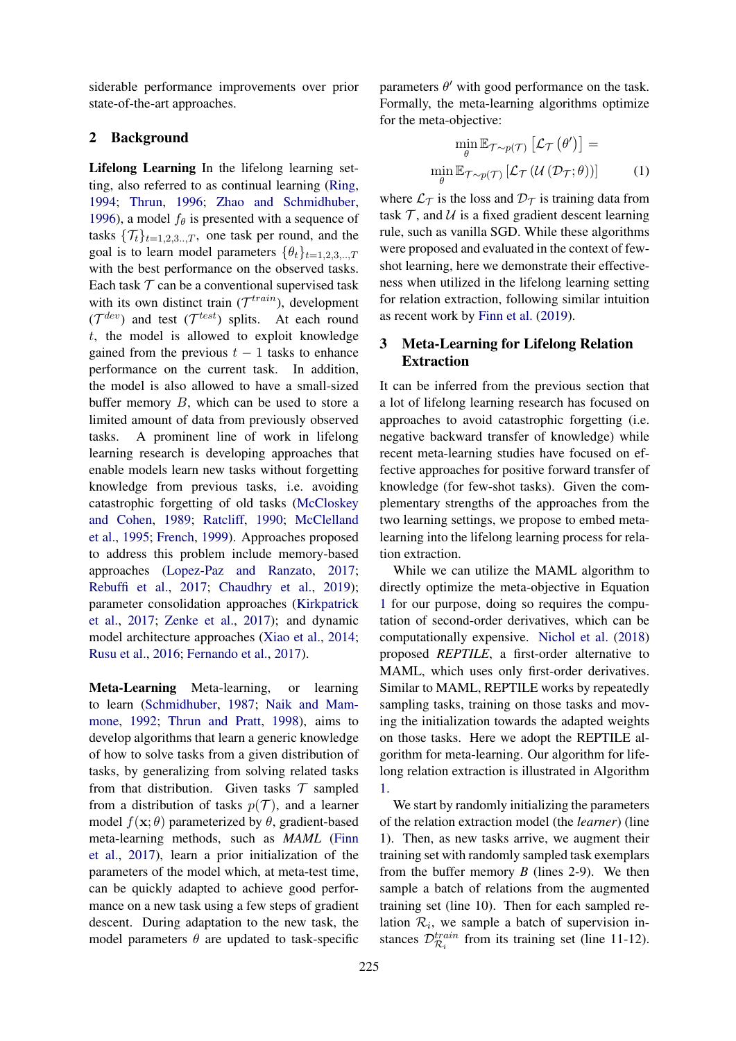siderable performance improvements over prior state-of-the-art approaches.

## 2 Background

**Lifelong Learning** In the lifelong learning setting, also referred to as continual learning (Ring, 1994; Thrun, 1996; Zhao and Schmidhuber, 1996), a model $f_\theta$ is presented with a sequence of tasks $\{\mathcal{T}_t\}_{t=1,2,3..,T}$, one task per round, and the goal is to learn model parameters $\{\theta_t\}_{t=1,2,3,..,T}$ with the best performance on the observed tasks. Each task $\mathcal{T}$ can be a conventional supervised task with its own distinct train ($\mathcal{T}^{train}$), development ($\mathcal{T}^{dev}$) and test ($\mathcal{T}^{test}$) splits. At each round $t$, the model is allowed to exploit knowledge gained from the previous $t-1$ tasks to enhance performance on the current task. In addition, the model is also allowed to have a small-sized buffer memory $B$, which can be used to store a limited amount of data from previously observed tasks. A prominent line of work in lifelong learning research is developing approaches that enable models learn new tasks without forgetting knowledge from previous tasks, i.e. avoiding catastrophic forgetting of old tasks (McCloskey and Cohen, 1989; Ratcliff, 1990; McClelland et al., 1995; French, 1999). Approaches proposed to address this problem include memory-based approaches (Lopez-Paz and Ranzato, 2017; Rebuffi et al., 2017; Chaudhry et al., 2019); parameter consolidation approaches (Kirkpatrick et al., 2017; Zenke et al., 2017); and dynamic model architecture approaches (Xiao et al., 2014; Rusu et al., 2016; Fernando et al., 2017).

**Meta-Learning** Meta-learning, or learning to learn (Schmidhuber, 1987; Naik and Mammone, 1992; Thrun and Pratt, 1998), aims to develop algorithms that learn a generic knowledge of how to solve tasks from a given distribution of tasks, by generalizing from solving related tasks from that distribution. Given tasks $\mathcal{T}$ sampled from a distribution of tasks $p(\mathcal{T})$, and a learner model $f(\mathbf{x};\theta)$ parameterized by $\theta$, gradient-based meta-learning methods, such as *MAML* (Finn et al., 2017), learn a prior initialization of the parameters of the model which, at meta-test time, can be quickly adapted to achieve good performance on a new task using a few steps of gradient descent. During adaptation to the new task, the model parameters $\theta$ are updated to task-specific parameters $\theta'$ with good performance on the task. Formally, the meta-learning algorithms optimize for the meta-objective:

$$\min_\theta \mathbb{E}_{\mathcal{T}\sim p(\mathcal{T})}\left[\mathcal{L}_\mathcal{T}\left(\theta'\right)\right] = \min_\theta \mathbb{E}_{\mathcal{T}\sim p(\mathcal{T})}\left[\mathcal{L}_\mathcal{T}\left(\mathcal{U}\left(\mathcal{D}_\mathcal{T};\theta\right)\right)\right] \quad (1)$$

where $\mathcal{L}_\mathcal{T}$ is the loss and $\mathcal{D}_\mathcal{T}$ is training data from task $\mathcal{T}$, and $\mathcal{U}$ is a fixed gradient descent learning rule, such as vanilla SGD. While these algorithms were proposed and evaluated in the context of few-shot learning, here we demonstrate their effectiveness when utilized in the lifelong learning setting for relation extraction, following similar intuition as recent work by Finn et al. (2019).

## 3 Meta-Learning for Lifelong Relation Extraction

It can be inferred from the previous section that a lot of lifelong learning research has focused on approaches to avoid catastrophic forgetting (i.e. negative backward transfer of knowledge) while recent meta-learning studies have focused on effective approaches for positive forward transfer of knowledge (for few-shot tasks). Given the complementary strengths of the approaches from the two learning settings, we propose to embed meta-learning into the lifelong learning process for relation extraction.

While we can utilize the MAML algorithm to directly optimize the meta-objective in Equation 1 for our purpose, doing so requires the computation of second-order derivatives, which can be computationally expensive. Nichol et al. (2018) proposed *REPTILE*, a first-order alternative to MAML, which uses only first-order derivatives. Similar to MAML, REPTILE works by repeatedly sampling tasks, training on those tasks and moving the initialization towards the adapted weights on those tasks. Here we adopt the REPTILE algorithm for meta-learning. Our algorithm for lifelong relation extraction is illustrated in Algorithm 1.

We start by randomly initializing the parameters of the relation extraction model (the *learner*) (line 1). Then, as new tasks arrive, we augment their training set with randomly sampled task exemplars from the buffer memory $B$ (lines 2-9). We then sample a batch of relations from the augmented training set (line 10). Then for each sampled relation $\mathcal{R}_i$, we sample a batch of supervision instances $\mathcal{D}^{train}_{\mathcal{R}_i}$ from its training set (line 11-12).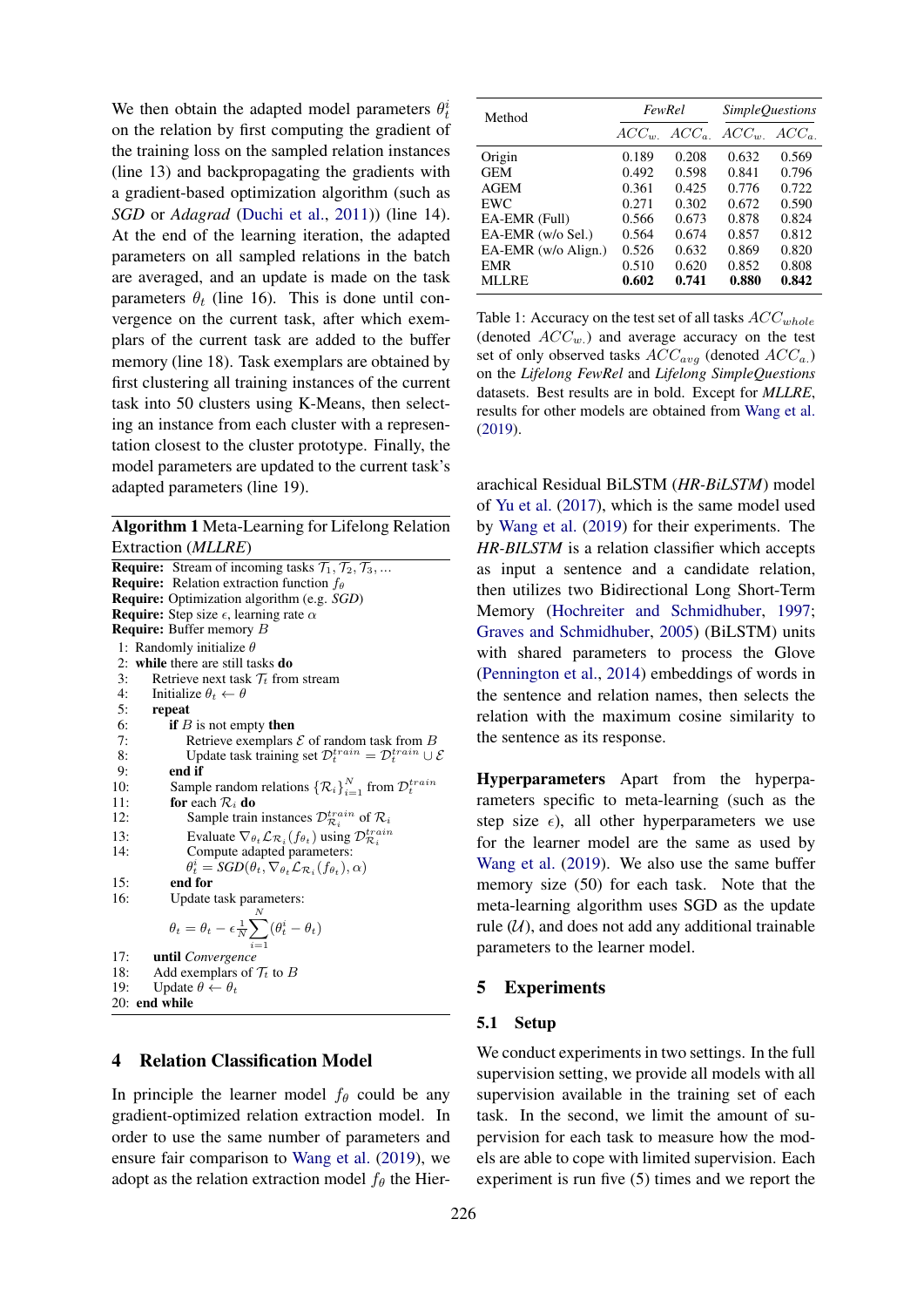We then obtain the adapted model parameters $\theta_t^i$ on the relation by first computing the gradient of the training loss on the sampled relation instances (line 13) and backpropagating the gradients with a gradient-based optimization algorithm (such as *SGD* or *Adagrad* (Duchi et al., 2011)) (line 14). At the end of the learning iteration, the adapted parameters on all sampled relations in the batch are averaged, and an update is made on the task parameters $\theta_t$ (line 16). This is done until convergence on the current task, after which exemplars of the current task are added to the buffer memory (line 18). Task exemplars are obtained by first clustering all training instances of the current task into 50 clusters using K-Means, then selecting an instance from each cluster with a representation closest to the cluster prototype. Finally, the model parameters are updated to the current task's adapted parameters (line 19).

**Algorithm 1** Meta-Learning for Lifelong Relation Extraction (*MLLRE*)

```
Require: Stream of incoming tasks T_1, T_2, T_3, ...
Require: Relation extraction function f_θ
Require: Optimization algorithm (e.g. SGD)
Require: Step size ε, learning rate α
Require: Buffer memory B
 1: Randomly initialize θ
 2: while there are still tasks do
 3:   Retrieve next task T_t from stream
 4:   Initialize θ_t ← θ
 5:   repeat
 6:     if B is not empty then
 7:       Retrieve exemplars E of random task from B
 8:       Update task training set D_t^train = D_t^train ∪ E
 9:     end if
10:     Sample random relations {R_i}_{i=1}^N from D_t^train
11:     for each R_i do
12:       Sample train instances D_{R_i}^train of R_i
13:       Evaluate ∇_{θ_t} L_{R_i}(f_{θ_t}) using D_{R_i}^train
14:       Compute adapted parameters:
          θ_t^i = SGD(θ_t, ∇_{θ_t} L_{R_i}(f_{θ_t}), α)
15:     end for
16:     Update task parameters:
          θ_t = θ_t − ε (1/N) Σ_{i=1}^N (θ_t^i − θ_t)
17:   until Convergence
18:   Add exemplars of T_t to B
19:   Update θ ← θ_t
20: end while
```

## 4 Relation Classification Model

In principle the learner model $f_\theta$ could be any gradient-optimized relation extraction model. In order to use the same number of parameters and ensure fair comparison to Wang et al. (2019), we adopt as the relation extraction model $f_\theta$ the Hierarachical Residual BiLSTM (*HR-BiLSTM*) model of Yu et al. (2017), which is the same model used by Wang et al. (2019) for their experiments. The *HR-BILSTM* is a relation classifier which accepts as input a sentence and a candidate relation, then utilizes two Bidirectional Long Short-Term Memory (Hochreiter and Schmidhuber, 1997; Graves and Schmidhuber, 2005) (BiLSTM) units with shared parameters to process the Glove (Pennington et al., 2014) embeddings of words in the sentence and relation names, then selects the relation with the maximum cosine similarity to the sentence as its response.

**Hyperparameters** Apart from the hyperparameters specific to meta-learning (such as the step size $\epsilon$), all other hyperparameters we use for the learner model are the same as used by Wang et al. (2019). We also use the same buffer memory size (50) for each task. Note that the meta-learning algorithm uses SGD as the update rule ($\mathcal{U}$), and does not add any additional trainable parameters to the learner model.

| Method | *FewRel* | | *SimpleQuestions* | |
|---|---|---|---|---|
| | $ACC_{w.}$ | $ACC_{a.}$ | $ACC_{w.}$ | $ACC_{a.}$ |
| Origin | 0.189 | 0.208 | 0.632 | 0.569 |
| GEM | 0.492 | 0.598 | 0.841 | 0.796 |
| AGEM | 0.361 | 0.425 | 0.776 | 0.722 |
| EWC | 0.271 | 0.302 | 0.672 | 0.590 |
| EA-EMR (Full) | 0.566 | 0.673 | 0.878 | 0.824 |
| EA-EMR (w/o Sel.) | 0.564 | 0.674 | 0.857 | 0.812 |
| EA-EMR (w/o Align.) | 0.526 | 0.632 | 0.869 | 0.820 |
| EMR | 0.510 | 0.620 | 0.852 | 0.808 |
| MLLRE | **0.602** | **0.741** | **0.880** | **0.842** |

Table 1: Accuracy on the test set of all tasks $ACC_{whole}$ (denoted $ACC_{w.}$) and average accuracy on the test set of only observed tasks $ACC_{avg}$ (denoted $ACC_{a.}$) on the *Lifelong FewRel* and *Lifelong SimpleQuestions* datasets. Best results are in bold. Except for *MLLRE*, results for other models are obtained from Wang et al. (2019).

## 5 Experiments

### 5.1 Setup

We conduct experiments in two settings. In the full supervision setting, we provide all models with all supervision available in the training set of each task. In the second, we limit the amount of supervision for each task to measure how the models are able to cope with limited supervision. Each experiment is run five (5) times and we report the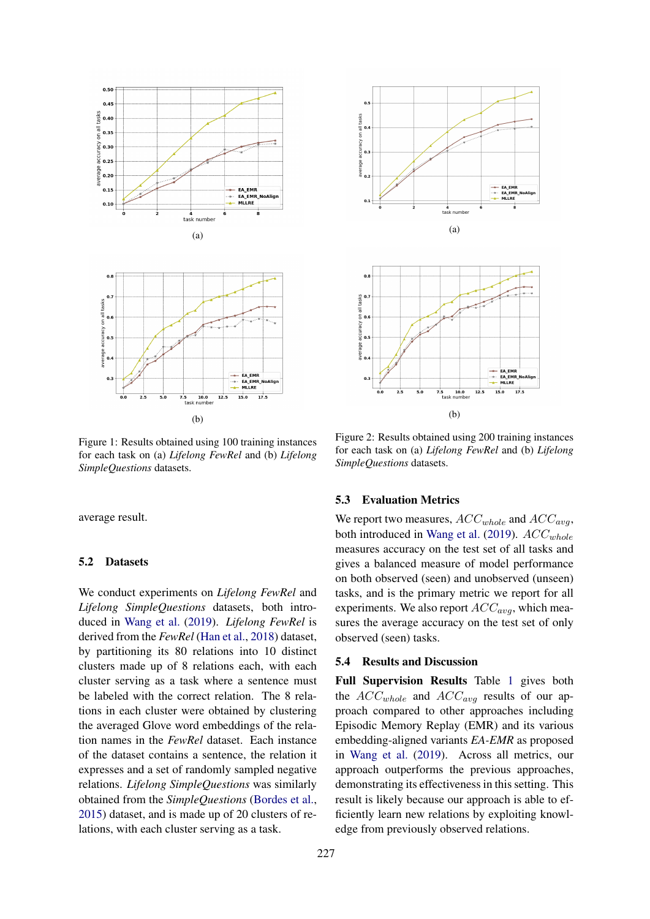Figure 1: Results obtained using 100 training instances for each task on (a) *Lifelong FewRel* and (b) *Lifelong SimpleQuestions* datasets.

Figure 2: Results obtained using 200 training instances for each task on (a) *Lifelong FewRel* and (b) *Lifelong SimpleQuestions* datasets.

average result.

## 5.2 Datasets

We conduct experiments on *Lifelong FewRel* and *Lifelong SimpleQuestions* datasets, both introduced in Wang et al. (2019). *Lifelong FewRel* is derived from the *FewRel* (Han et al., 2018) dataset, by partitioning its 80 relations into 10 distinct clusters made up of 8 relations each, with each cluster serving as a task where a sentence must be labeled with the correct relation. The 8 relations in each cluster were obtained by clustering the averaged Glove word embeddings of the relation names in the *FewRel* dataset. Each instance of the dataset contains a sentence, the relation it expresses and a set of randomly sampled negative relations. *Lifelong SimpleQuestions* was similarly obtained from the *SimpleQuestions* (Bordes et al., 2015) dataset, and is made up of 20 clusters of relations, with each cluster serving as a task.

## 5.3 Evaluation Metrics

We report two measures, $ACC_{whole}$ and $ACC_{avg}$, both introduced in Wang et al. (2019). $ACC_{whole}$ measures accuracy on the test set of all tasks and gives a balanced measure of model performance on both observed (seen) and unobserved (unseen) tasks, and is the primary metric we report for all experiments. We also report $ACC_{avg}$, which measures the average accuracy on the test set of only observed (seen) tasks.

## 5.4 Results and Discussion

**Full Supervision Results** Table 1 gives both the $ACC_{whole}$ and $ACC_{avg}$ results of our approach compared to other approaches including Episodic Memory Replay (EMR) and its various embedding-aligned variants *EA-EMR* as proposed in Wang et al. (2019). Across all metrics, our approach outperforms the previous approaches, demonstrating its effectiveness in this setting. This result is likely because our approach is able to efficiently learn new relations by exploiting knowledge from previously observed relations.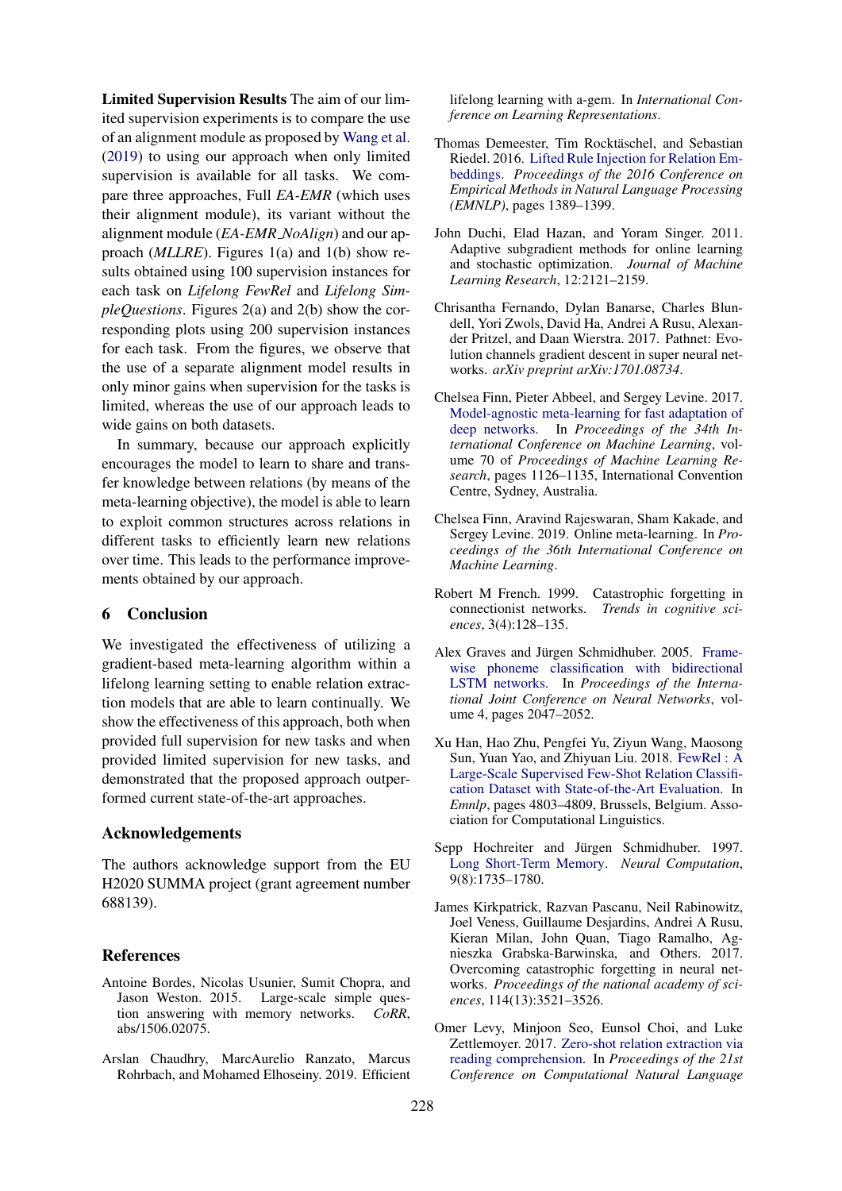**Limited Supervision Results** The aim of our limited supervision experiments is to compare the use of an alignment module as proposed by Wang et al. (2019) to using our approach when only limited supervision is available for all tasks. We compare three approaches, Full *EA-EMR* (which uses their alignment module), its variant without the alignment module (*EA-EMR_NoAlign*) and our approach (*MLLRE*). Figures 1(a) and 1(b) show results obtained using 100 supervision instances for each task on *Lifelong FewRel* and *Lifelong SimpleQuestions*. Figures 2(a) and 2(b) show the corresponding plots using 200 supervision instances for each task. From the figures, we observe that the use of a separate alignment model results in only minor gains when supervision for the tasks is limited, whereas the use of our approach leads to wide gains on both datasets.

In summary, because our approach explicitly encourages the model to learn to share and transfer knowledge between relations (by means of the meta-learning objective), the model is able to learn to exploit common structures across relations in different tasks to efficiently learn new relations over time. This leads to the performance improvements obtained by our approach.

## 6 Conclusion

We investigated the effectiveness of utilizing a gradient-based meta-learning algorithm within a lifelong learning setting to enable relation extraction models that are able to learn continually. We show the effectiveness of this approach, both when provided full supervision for new tasks and when provided limited supervision for new tasks, and demonstrated that the proposed approach outperformed current state-of-the-art approaches.

## Acknowledgements

The authors acknowledge support from the EU H2020 SUMMA project (grant agreement number 688139).

## References

Antoine Bordes, Nicolas Usunier, Sumit Chopra, and Jason Weston. 2015. Large-scale simple question answering with memory networks. *CoRR*, abs/1506.02075.

Arslan Chaudhry, MarcAurelio Ranzato, Marcus Rohrbach, and Mohamed Elhoseiny. 2019. Efficient lifelong learning with a-gem. In *International Conference on Learning Representations*.

Thomas Demeester, Tim Rocktäschel, and Sebastian Riedel. 2016. Lifted Rule Injection for Relation Embeddings. *Proceedings of the 2016 Conference on Empirical Methods in Natural Language Processing (EMNLP)*, pages 1389–1399.

John Duchi, Elad Hazan, and Yoram Singer. 2011. Adaptive subgradient methods for online learning and stochastic optimization. *Journal of Machine Learning Research*, 12:2121–2159.

Chrisantha Fernando, Dylan Banarse, Charles Blundell, Yori Zwols, David Ha, Andrei A Rusu, Alexander Pritzel, and Daan Wierstra. 2017. Pathnet: Evolution channels gradient descent in super neural networks. *arXiv preprint arXiv:1701.08734*.

Chelsea Finn, Pieter Abbeel, and Sergey Levine. 2017. Model-agnostic meta-learning for fast adaptation of deep networks. In *Proceedings of the 34th International Conference on Machine Learning*, volume 70 of *Proceedings of Machine Learning Research*, pages 1126–1135, International Convention Centre, Sydney, Australia.

Chelsea Finn, Aravind Rajeswaran, Sham Kakade, and Sergey Levine. 2019. Online meta-learning. In *Proceedings of the 36th International Conference on Machine Learning*.

Robert M French. 1999. Catastrophic forgetting in connectionist networks. *Trends in cognitive sciences*, 3(4):128–135.

Alex Graves and Jürgen Schmidhuber. 2005. Framewise phoneme classification with bidirectional LSTM networks. In *Proceedings of the International Joint Conference on Neural Networks*, volume 4, pages 2047–2052.

Xu Han, Hao Zhu, Pengfei Yu, Ziyun Wang, Maosong Sun, Yuan Yao, and Zhiyuan Liu. 2018. FewRel : A Large-Scale Supervised Few-Shot Relation Classification Dataset with State-of-the-Art Evaluation. In *Emnlp*, pages 4803–4809, Brussels, Belgium. Association for Computational Linguistics.

Sepp Hochreiter and Jürgen Schmidhuber. 1997. Long Short-Term Memory. *Neural Computation*, 9(8):1735–1780.

James Kirkpatrick, Razvan Pascanu, Neil Rabinowitz, Joel Veness, Guillaume Desjardins, Andrei A Rusu, Kieran Milan, John Quan, Tiago Ramalho, Agnieszka Grabska-Barwinska, and Others. 2017. Overcoming catastrophic forgetting in neural networks. *Proceedings of the national academy of sciences*, 114(13):3521–3526.

Omer Levy, Minjoon Seo, Eunsol Choi, and Luke Zettlemoyer. 2017. Zero-shot relation extraction via reading comprehension. In *Proceedings of the 21st Conference on Computational Natural Language*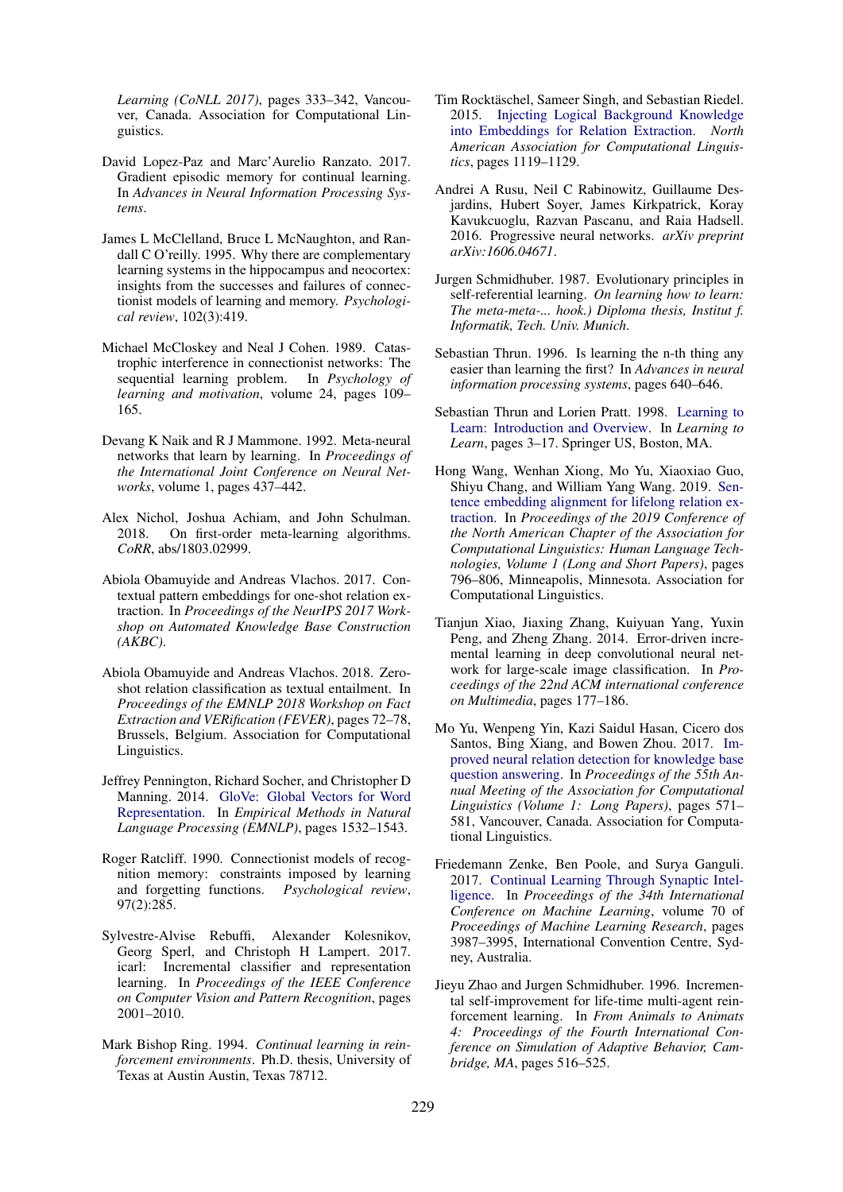*Learning (CoNLL 2017)*, pages 333–342, Vancouver, Canada. Association for Computational Linguistics.

David Lopez-Paz and Marc'Aurelio Ranzato. 2017. Gradient episodic memory for continual learning. In *Advances in Neural Information Processing Systems*.

James L McClelland, Bruce L McNaughton, and Randall C O'reilly. 1995. Why there are complementary learning systems in the hippocampus and neocortex: insights from the successes and failures of connectionist models of learning and memory. *Psychological review*, 102(3):419.

Michael McCloskey and Neal J Cohen. 1989. Catastrophic interference in connectionist networks: The sequential learning problem. In *Psychology of learning and motivation*, volume 24, pages 109–165.

Devang K Naik and R J Mammone. 1992. Meta-neural networks that learn by learning. In *Proceedings of the International Joint Conference on Neural Networks*, volume 1, pages 437–442.

Alex Nichol, Joshua Achiam, and John Schulman. 2018. On first-order meta-learning algorithms. *CoRR*, abs/1803.02999.

Abiola Obamuyide and Andreas Vlachos. 2017. Contextual pattern embeddings for one-shot relation extraction. In *Proceedings of the NeurIPS 2017 Workshop on Automated Knowledge Base Construction (AKBC)*.

Abiola Obamuyide and Andreas Vlachos. 2018. Zero-shot relation classification as textual entailment. In *Proceedings of the EMNLP 2018 Workshop on Fact Extraction and VERification (FEVER)*, pages 72–78, Brussels, Belgium. Association for Computational Linguistics.

Jeffrey Pennington, Richard Socher, and Christopher D Manning. 2014. GloVe: Global Vectors for Word Representation. In *Empirical Methods in Natural Language Processing (EMNLP)*, pages 1532–1543.

Roger Ratcliff. 1990. Connectionist models of recognition memory: constraints imposed by learning and forgetting functions. *Psychological review*, 97(2):285.

Sylvestre-Alvise Rebuffi, Alexander Kolesnikov, Georg Sperl, and Christoph H Lampert. 2017. icarl: Incremental classifier and representation learning. In *Proceedings of the IEEE Conference on Computer Vision and Pattern Recognition*, pages 2001–2010.

Mark Bishop Ring. 1994. *Continual learning in reinforcement environments*. Ph.D. thesis, University of Texas at Austin Austin, Texas 78712.

Tim Rocktäschel, Sameer Singh, and Sebastian Riedel. 2015. Injecting Logical Background Knowledge into Embeddings for Relation Extraction. *North American Association for Computational Linguistics*, pages 1119–1129.

Andrei A Rusu, Neil C Rabinowitz, Guillaume Desjardins, Hubert Soyer, James Kirkpatrick, Koray Kavukcuoglu, Razvan Pascanu, and Raia Hadsell. 2016. Progressive neural networks. *arXiv preprint arXiv:1606.04671*.

Jurgen Schmidhuber. 1987. Evolutionary principles in self-referential learning. *On learning how to learn: The meta-meta-... hook.) Diploma thesis, Institut f. Informatik, Tech. Univ. Munich*.

Sebastian Thrun. 1996. Is learning the n-th thing any easier than learning the first? In *Advances in neural information processing systems*, pages 640–646.

Sebastian Thrun and Lorien Pratt. 1998. Learning to Learn: Introduction and Overview. In *Learning to Learn*, pages 3–17. Springer US, Boston, MA.

Hong Wang, Wenhan Xiong, Mo Yu, Xiaoxiao Guo, Shiyu Chang, and William Yang Wang. 2019. Sentence embedding alignment for lifelong relation extraction. In *Proceedings of the 2019 Conference of the North American Chapter of the Association for Computational Linguistics: Human Language Technologies, Volume 1 (Long and Short Papers)*, pages 796–806, Minneapolis, Minnesota. Association for Computational Linguistics.

Tianjun Xiao, Jiaxing Zhang, Kuiyuan Yang, Yuxin Peng, and Zheng Zhang. 2014. Error-driven incremental learning in deep convolutional neural network for large-scale image classification. In *Proceedings of the 22nd ACM international conference on Multimedia*, pages 177–186.

Mo Yu, Wenpeng Yin, Kazi Saidul Hasan, Cicero dos Santos, Bing Xiang, and Bowen Zhou. 2017. Improved neural relation detection for knowledge base question answering. In *Proceedings of the 55th Annual Meeting of the Association for Computational Linguistics (Volume 1: Long Papers)*, pages 571–581, Vancouver, Canada. Association for Computational Linguistics.

Friedemann Zenke, Ben Poole, and Surya Ganguli. 2017. Continual Learning Through Synaptic Intelligence. In *Proceedings of the 34th International Conference on Machine Learning*, volume 70 of *Proceedings of Machine Learning Research*, pages 3987–3995, International Convention Centre, Sydney, Australia.

Jieyu Zhao and Jurgen Schmidhuber. 1996. Incremental self-improvement for life-time multi-agent reinforcement learning. In *From Animals to Animats 4: Proceedings of the Fourth International Conference on Simulation of Adaptive Behavior, Cambridge, MA*, pages 516–525.